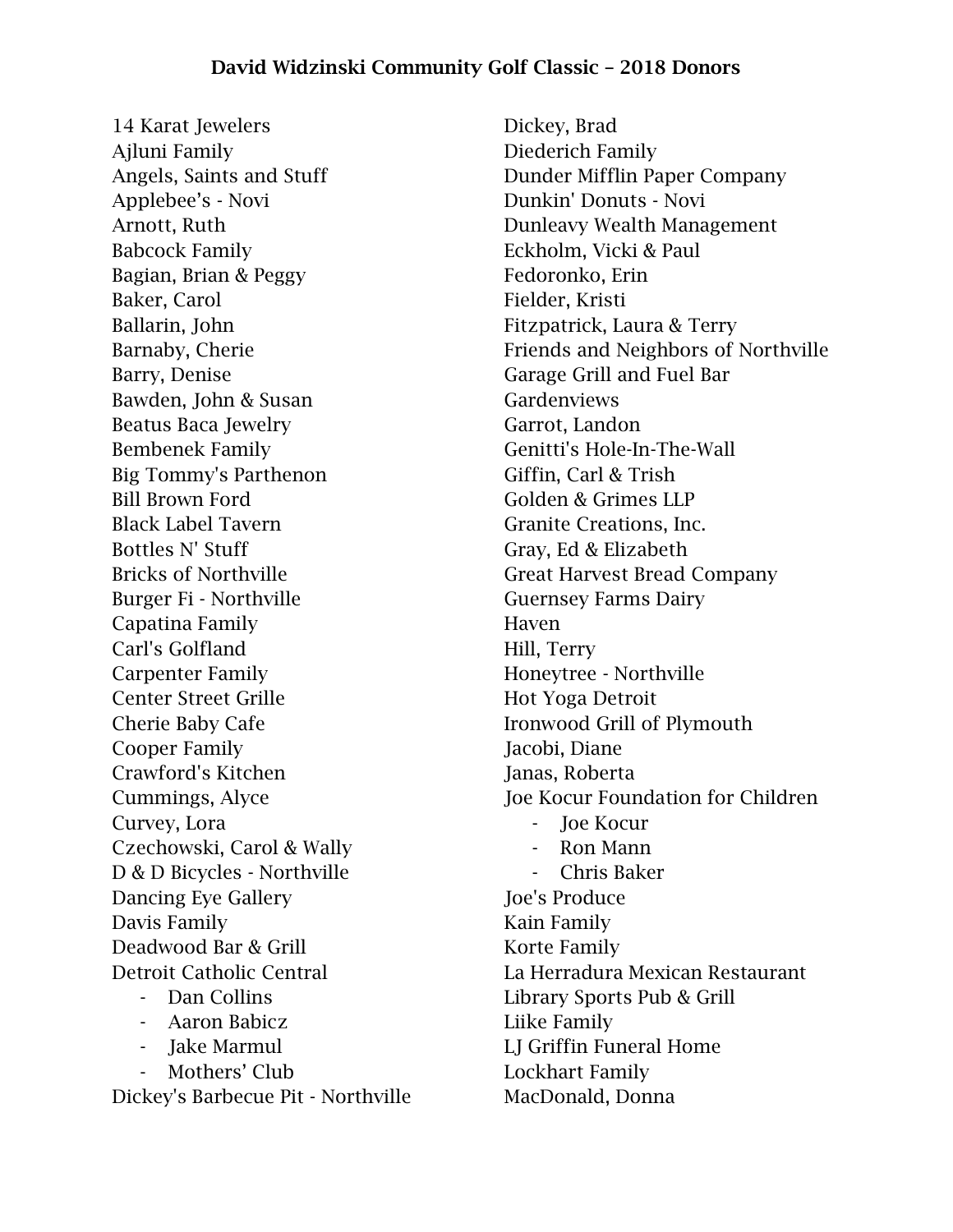# David Widzinski Community Golf Classic – 2018 Donors

14 Karat Jewelers
Ajluni Family
Angels, Saints and Stuff
Applebee's - Novi
Arnott, Ruth
Babcock Family
Bagian, Brian & Peggy
Baker, Carol
Ballarin, John
Barnaby, Cherie
Barry, Denise
Bawden, John & Susan
Beatus Baca Jewelry
Bembenek Family
Big Tommy's Parthenon
Bill Brown Ford
Black Label Tavern
Bottles N' Stuff
Bricks of Northville
Burger Fi - Northville
Capatina Family
Carl's Golfland
Carpenter Family
Center Street Grille
Cherie Baby Cafe
Cooper Family
Crawford's Kitchen
Cummings, Alyce
Curvey, Lora
Czechowski, Carol & Wally
D & D Bicycles - Northville
Dancing Eye Gallery
Davis Family
Deadwood Bar & Grill
Detroit Catholic Central

- Dan Collins
- Aaron Babicz
- Jake Marmul
- Mothers' Club

Dickey's Barbecue Pit - Northville
Dickey, Brad
Diederich Family
Dunder Mifflin Paper Company
Dunkin' Donuts - Novi
Dunleavy Wealth Management
Eckholm, Vicki & Paul
Fedoronko, Erin
Fielder, Kristi
Fitzpatrick, Laura & Terry
Friends and Neighbors of Northville
Garage Grill and Fuel Bar
Gardenviews
Garrot, Landon
Genitti's Hole-In-The-Wall
Giffin, Carl & Trish
Golden & Grimes LLP
Granite Creations, Inc.
Gray, Ed & Elizabeth
Great Harvest Bread Company
Guernsey Farms Dairy
Haven
Hill, Terry
Honeytree - Northville
Hot Yoga Detroit
Ironwood Grill of Plymouth
Jacobi, Diane
Janas, Roberta
Joe Kocur Foundation for Children

- Joe Kocur
- Ron Mann
- Chris Baker

Joe's Produce
Kain Family
Korte Family
La Herradura Mexican Restaurant
Library Sports Pub & Grill
Liike Family
LJ Griffin Funeral Home
Lockhart Family
MacDonald, Donna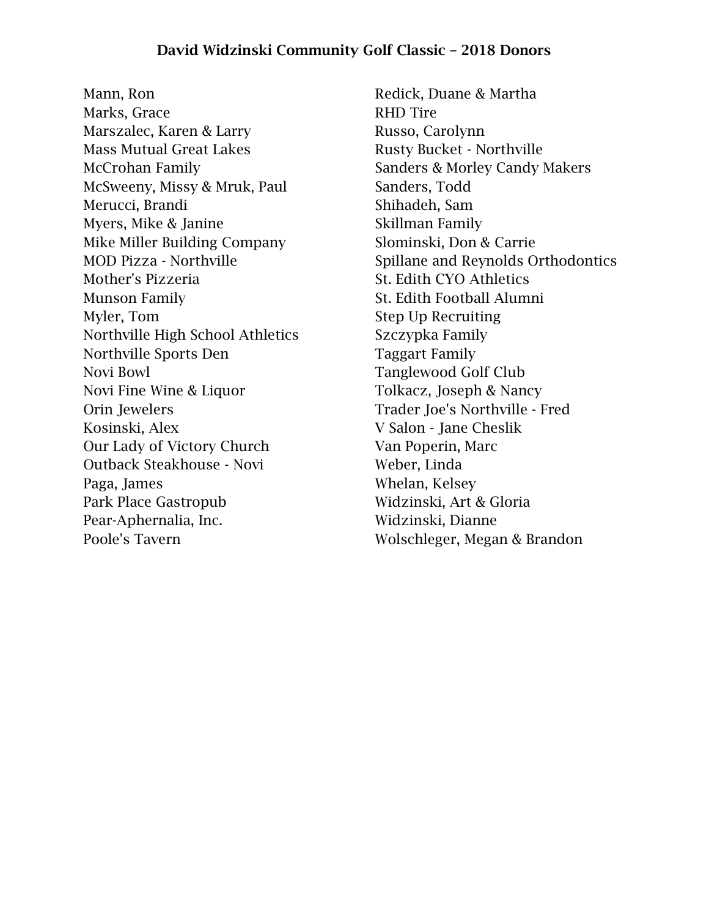## David Widzinski Community Golf Classic – 2018 Donors

Mann, Ron
Marks, Grace
Marszalec, Karen & Larry
Mass Mutual Great Lakes
McCrohan Family
McSweeny, Missy & Mruk, Paul
Merucci, Brandi
Myers, Mike & Janine
Mike Miller Building Company
MOD Pizza - Northville
Mother's Pizzeria
Munson Family
Myler, Tom
Northville High School Athletics
Northville Sports Den
Novi Bowl
Novi Fine Wine & Liquor
Orin Jewelers
Kosinski, Alex
Our Lady of Victory Church
Outback Steakhouse - Novi
Paga, James
Park Place Gastropub
Pear-Aphernalia, Inc.
Poole's Tavern
Redick, Duane & Martha
RHD Tire
Russo, Carolynn
Rusty Bucket - Northville
Sanders & Morley Candy Makers
Sanders, Todd
Shihadeh, Sam
Skillman Family
Slominski, Don & Carrie
Spillane and Reynolds Orthodontics
St. Edith CYO Athletics
St. Edith Football Alumni
Step Up Recruiting
Szczypka Family
Taggart Family
Tanglewood Golf Club
Tolkacz, Joseph & Nancy
Trader Joe's Northville - Fred
V Salon - Jane Cheslik
Van Poperin, Marc
Weber, Linda
Whelan, Kelsey
Widzinski, Art & Gloria
Widzinski, Dianne
Wolschleger, Megan & Brandon